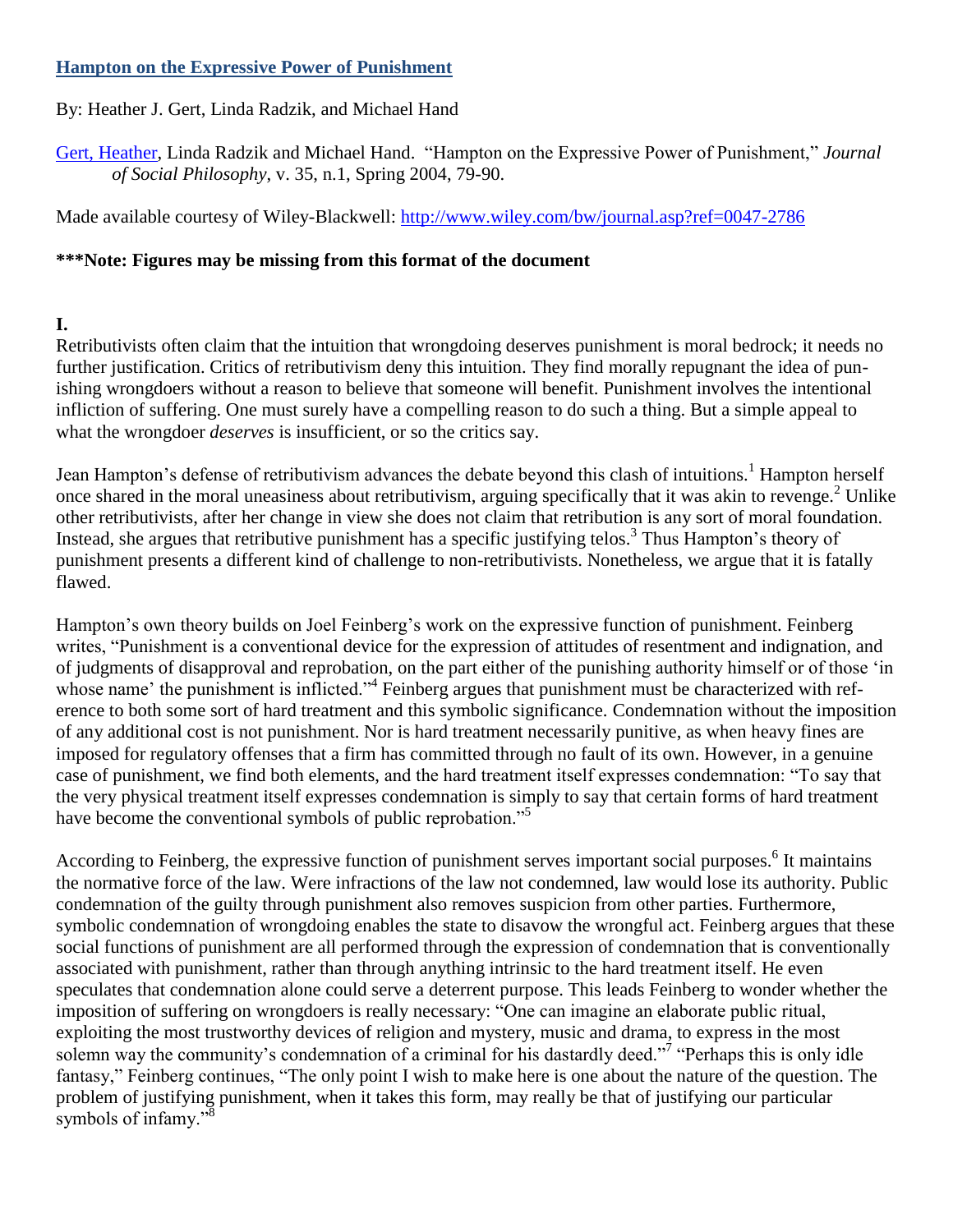# Hampton on the Expressive Power of Punishment

By: Heather J. Gert, Linda Radzik, and Michael Hand

Gert, Heather, Linda Radzik and Michael Hand. "Hampton on the Expressive Power of Punishment," *Journal of Social Philosophy*, v. 35, n.1, Spring 2004, 79-90.

Made available courtesy of Wiley-Blackwell: http://www.wiley.com/bw/journal.asp?ref=0047-2786

**\*\*\*Note: Figures may be missing from this format of the document**

## I.

Retributivists often claim that the intuition that wrongdoing deserves punishment is moral bedrock; it needs no further justification. Critics of retributivism deny this intuition. They find morally repugnant the idea of punishing wrongdoers without a reason to believe that someone will benefit. Punishment involves the intentional infliction of suffering. One must surely have a compelling reason to do such a thing. But a simple appeal to what the wrongdoer *deserves* is insufficient, or so the critics say.

Jean Hampton's defense of retributivism advances the debate beyond this clash of intuitions.[1] Hampton herself once shared in the moral uneasiness about retributivism, arguing specifically that it was akin to revenge.[2] Unlike other retributivists, after her change in view she does not claim that retribution is any sort of moral foundation. Instead, she argues that retributive punishment has a specific justifying telos.[3] Thus Hampton's theory of punishment presents a different kind of challenge to non-retributivists. Nonetheless, we argue that it is fatally flawed.

Hampton's own theory builds on Joel Feinberg's work on the expressive function of punishment. Feinberg writes, "Punishment is a conventional device for the expression of attitudes of resentment and indignation, and of judgments of disapproval and reprobation, on the part either of the punishing authority himself or of those 'in whose name' the punishment is inflicted."[4] Feinberg argues that punishment must be characterized with reference to both some sort of hard treatment and this symbolic significance. Condemnation without the imposition of any additional cost is not punishment. Nor is hard treatment necessarily punitive, as when heavy fines are imposed for regulatory offenses that a firm has committed through no fault of its own. However, in a genuine case of punishment, we find both elements, and the hard treatment itself expresses condemnation: "To say that the very physical treatment itself expresses condemnation is simply to say that certain forms of hard treatment have become the conventional symbols of public reprobation."[5]

According to Feinberg, the expressive function of punishment serves important social purposes.[6] It maintains the normative force of the law. Were infractions of the law not condemned, law would lose its authority. Public condemnation of the guilty through punishment also removes suspicion from other parties. Furthermore, symbolic condemnation of wrongdoing enables the state to disavow the wrongful act. Feinberg argues that these social functions of punishment are all performed through the expression of condemnation that is conventionally associated with punishment, rather than through anything intrinsic to the hard treatment itself. He even speculates that condemnation alone could serve a deterrent purpose. This leads Feinberg to wonder whether the imposition of suffering on wrongdoers is really necessary: "One can imagine an elaborate public ritual, exploiting the most trustworthy devices of religion and mystery, music and drama, to express in the most solemn way the community's condemnation of a criminal for his dastardly deed."[7] "Perhaps this is only idle fantasy," Feinberg continues, "The only point I wish to make here is one about the nature of the question. The problem of justifying punishment, when it takes this form, may really be that of justifying our particular symbols of infamy."[8]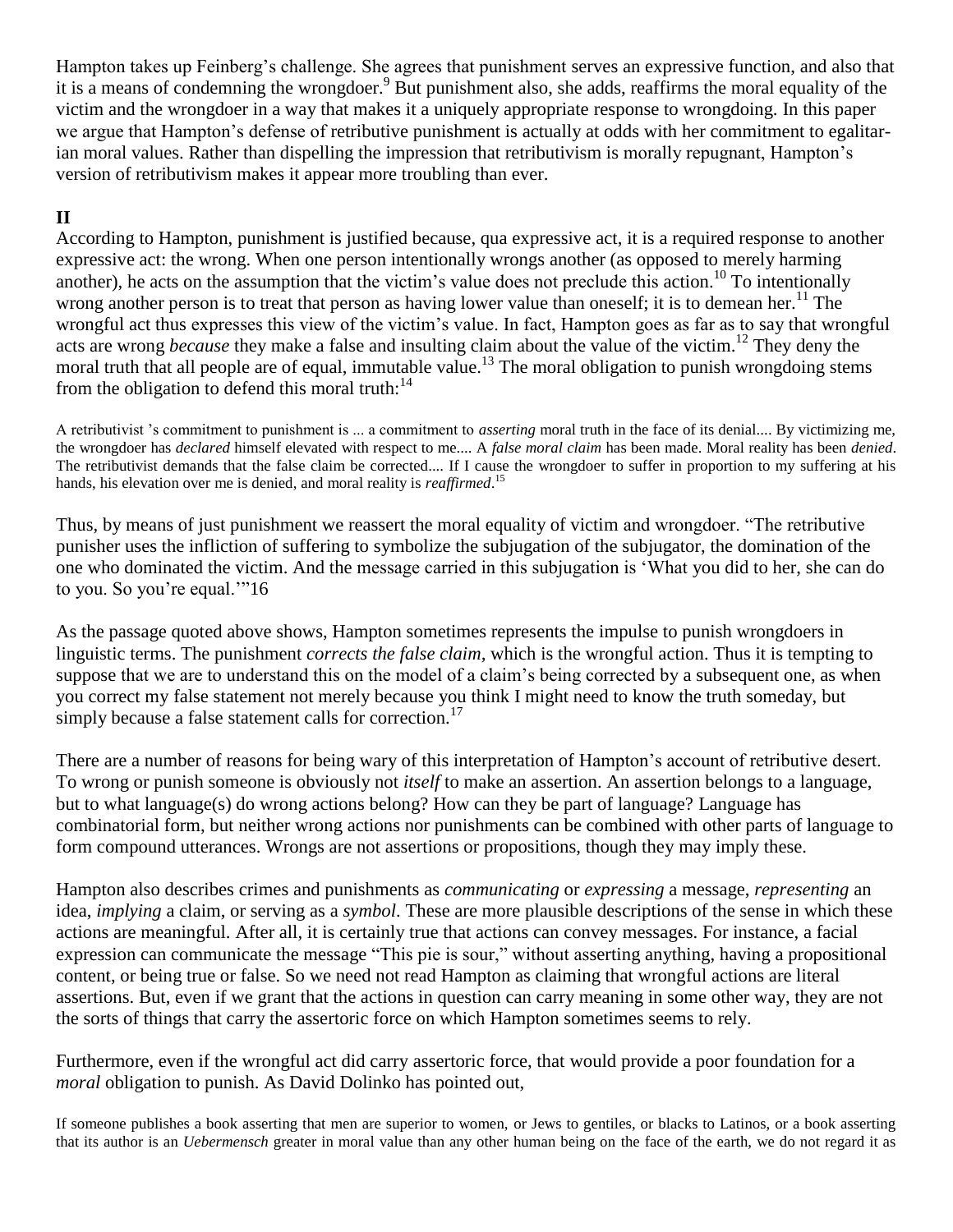Hampton takes up Feinberg's challenge. She agrees that punishment serves an expressive function, and also that it is a means of condemning the wrongdoer.[9] But punishment also, she adds, reaffirms the moral equality of the victim and the wrongdoer in a way that makes it a uniquely appropriate response to wrongdoing. In this paper we argue that Hampton's defense of retributive punishment is actually at odds with her commitment to egalitarian moral values. Rather than dispelling the impression that retributivism is morally repugnant, Hampton's version of retributivism makes it appear more troubling than ever.

## II

According to Hampton, punishment is justified because, qua expressive act, it is a required response to another expressive act: the wrong. When one person intentionally wrongs another (as opposed to merely harming another), he acts on the assumption that the victim's value does not preclude this action.[10] To intentionally wrong another person is to treat that person as having lower value than oneself; it is to demean her.[11] The wrongful act thus expresses this view of the victim's value. In fact, Hampton goes as far as to say that wrongful acts are wrong *because* they make a false and insulting claim about the value of the victim.[12] They deny the moral truth that all people are of equal, immutable value.[13] The moral obligation to punish wrongdoing stems from the obligation to defend this moral truth:[14]

> A retributivist 's commitment to punishment is ... a commitment to *asserting* moral truth in the face of its denial.... By victimizing me, the wrongdoer has *declared* himself elevated with respect to me.... A *false moral claim* has been made. Moral reality has been *denied*. The retributivist demands that the false claim be corrected.... If I cause the wrongdoer to suffer in proportion to my suffering at his hands, his elevation over me is denied, and moral reality is *reaffirmed*.[15]

Thus, by means of just punishment we reassert the moral equality of victim and wrongdoer. "The retributive punisher uses the infliction of suffering to symbolize the subjugation of the subjugator, the domination of the one who dominated the victim. And the message carried in this subjugation is 'What you did to her, she can do to you. So you're equal.'"16

As the passage quoted above shows, Hampton sometimes represents the impulse to punish wrongdoers in linguistic terms. The punishment *corrects the false claim,* which is the wrongful action. Thus it is tempting to suppose that we are to understand this on the model of a claim's being corrected by a subsequent one, as when you correct my false statement not merely because you think I might need to know the truth someday, but simply because a false statement calls for correction.[17]

There are a number of reasons for being wary of this interpretation of Hampton's account of retributive desert. To wrong or punish someone is obviously not *itself* to make an assertion. An assertion belongs to a language, but to what language(s) do wrong actions belong? How can they be part of language? Language has combinatorial form, but neither wrong actions nor punishments can be combined with other parts of language to form compound utterances. Wrongs are not assertions or propositions, though they may imply these.

Hampton also describes crimes and punishments as *communicating* or *expressing* a message, *representing* an idea, *implying* a claim, or serving as a *symbol*. These are more plausible descriptions of the sense in which these actions are meaningful. After all, it is certainly true that actions can convey messages. For instance, a facial expression can communicate the message "This pie is sour," without asserting anything, having a propositional content, or being true or false. So we need not read Hampton as claiming that wrongful actions are literal assertions. But, even if we grant that the actions in question can carry meaning in some other way, they are not the sorts of things that carry the assertoric force on which Hampton sometimes seems to rely.

Furthermore, even if the wrongful act did carry assertoric force, that would provide a poor foundation for a *moral* obligation to punish. As David Dolinko has pointed out,

> If someone publishes a book asserting that men are superior to women, or Jews to gentiles, or blacks to Latinos, or a book asserting that its author is an *Uebermensch* greater in moral value than any other human being on the face of the earth, we do not regard it as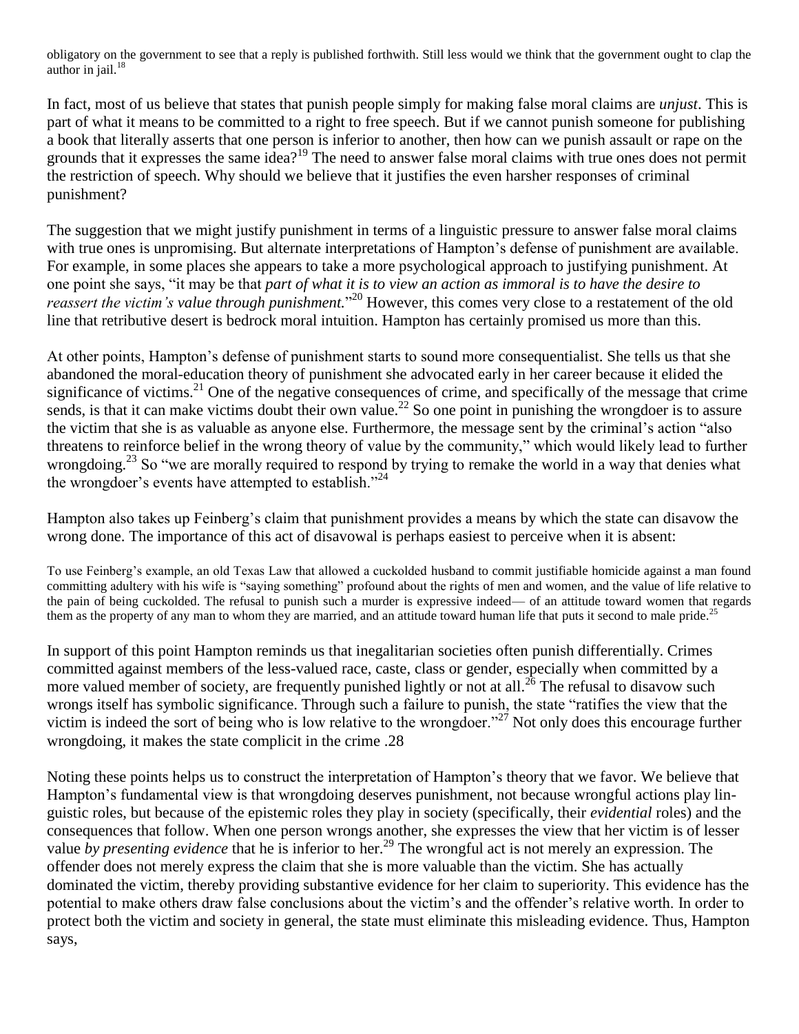obligatory on the government to see that a reply is published forthwith. Still less would we think that the government ought to clap the author in jail.[18]

In fact, most of us believe that states that punish people simply for making false moral claims are *unjust*. This is part of what it means to be committed to a right to free speech. But if we cannot punish someone for publishing a book that literally asserts that one person is inferior to another, then how can we punish assault or rape on the grounds that it expresses the same idea?[19] The need to answer false moral claims with true ones does not permit the restriction of speech. Why should we believe that it justifies the even harsher responses of criminal punishment?

The suggestion that we might justify punishment in terms of a linguistic pressure to answer false moral claims with true ones is unpromising. But alternate interpretations of Hampton's defense of punishment are available. For example, in some places she appears to take a more psychological approach to justifying punishment. At one point she says, "it may be that *part of what it is to view an action as immoral is to have the desire to reassert the victim's value through punishment.*"[20] However, this comes very close to a restatement of the old line that retributive desert is bedrock moral intuition. Hampton has certainly promised us more than this.

At other points, Hampton's defense of punishment starts to sound more consequentialist. She tells us that she abandoned the moral-education theory of punishment she advocated early in her career because it elided the significance of victims.[21] One of the negative consequences of crime, and specifically of the message that crime sends, is that it can make victims doubt their own value.[22] So one point in punishing the wrongdoer is to assure the victim that she is as valuable as anyone else. Furthermore, the message sent by the criminal's action "also threatens to reinforce belief in the wrong theory of value by the community," which would likely lead to further wrongdoing.[23] So "we are morally required to respond by trying to remake the world in a way that denies what the wrongdoer's events have attempted to establish."[24]

Hampton also takes up Feinberg's claim that punishment provides a means by which the state can disavow the wrong done. The importance of this act of disavowal is perhaps easiest to perceive when it is absent:

> To use Feinberg's example, an old Texas Law that allowed a cuckolded husband to commit justifiable homicide against a man found committing adultery with his wife is "saying something" profound about the rights of men and women, and the value of life relative to the pain of being cuckolded. The refusal to punish such a murder is expressive indeed— of an attitude toward women that regards them as the property of any man to whom they are married, and an attitude toward human life that puts it second to male pride.[25]

In support of this point Hampton reminds us that inegalitarian societies often punish differentially. Crimes committed against members of the less-valued race, caste, class or gender, especially when committed by a more valued member of society, are frequently punished lightly or not at all.[26] The refusal to disavow such wrongs itself has symbolic significance. Through such a failure to punish, the state "ratifies the view that the victim is indeed the sort of being who is low relative to the wrongdoer."[27] Not only does this encourage further wrongdoing, it makes the state complicit in the crime .28

Noting these points helps us to construct the interpretation of Hampton's theory that we favor. We believe that Hampton's fundamental view is that wrongdoing deserves punishment, not because wrongful actions play linguistic roles, but because of the epistemic roles they play in society (specifically, their *evidential* roles) and the consequences that follow. When one person wrongs another, she expresses the view that her victim is of lesser value *by presenting evidence* that he is inferior to her.[29] The wrongful act is not merely an expression. The offender does not merely express the claim that she is more valuable than the victim. She has actually dominated the victim, thereby providing substantive evidence for her claim to superiority. This evidence has the potential to make others draw false conclusions about the victim's and the offender's relative worth. In order to protect both the victim and society in general, the state must eliminate this misleading evidence. Thus, Hampton says,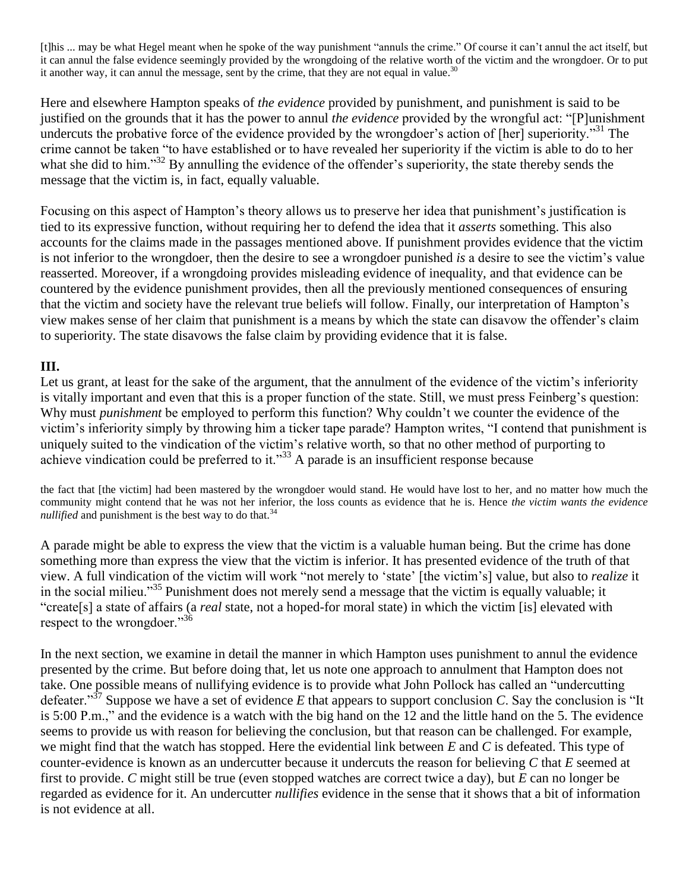> [t]his ... may be what Hegel meant when he spoke of the way punishment "annuls the crime." Of course it can't annul the act itself, but it can annul the false evidence seemingly provided by the wrongdoing of the relative worth of the victim and the wrongdoer. Or to put it another way, it can annul the message, sent by the crime, that they are not equal in value.[30]

Here and elsewhere Hampton speaks of *the evidence* provided by punishment, and punishment is said to be justified on the grounds that it has the power to annul *the evidence* provided by the wrongful act: "[P]unishment undercuts the probative force of the evidence provided by the wrongdoer's action of [her] superiority."[31] The crime cannot be taken "to have established or to have revealed her superiority if the victim is able to do to her what she did to him."[32] By annulling the evidence of the offender's superiority, the state thereby sends the message that the victim is, in fact, equally valuable.

Focusing on this aspect of Hampton's theory allows us to preserve her idea that punishment's justification is tied to its expressive function, without requiring her to defend the idea that it *asserts* something. This also accounts for the claims made in the passages mentioned above. If punishment provides evidence that the victim is not inferior to the wrongdoer, then the desire to see a wrongdoer punished *is* a desire to see the victim's value reasserted. Moreover, if a wrongdoing provides misleading evidence of inequality, and that evidence can be countered by the evidence punishment provides, then all the previously mentioned consequences of ensuring that the victim and society have the relevant true beliefs will follow. Finally, our interpretation of Hampton's view makes sense of her claim that punishment is a means by which the state can disavow the offender's claim to superiority. The state disavows the false claim by providing evidence that it is false.

## III.

Let us grant, at least for the sake of the argument, that the annulment of the evidence of the victim's inferiority is vitally important and even that this is a proper function of the state. Still, we must press Feinberg's question: Why must *punishment* be employed to perform this function? Why couldn't we counter the evidence of the victim's inferiority simply by throwing him a ticker tape parade? Hampton writes, "I contend that punishment is uniquely suited to the vindication of the victim's relative worth, so that no other method of purporting to achieve vindication could be preferred to it."[33] A parade is an insufficient response because

> the fact that [the victim] had been mastered by the wrongdoer would stand. He would have lost to her, and no matter how much the community might contend that he was not her inferior, the loss counts as evidence that he is. Hence *the victim wants the evidence nullified* and punishment is the best way to do that.[34]

A parade might be able to express the view that the victim is a valuable human being. But the crime has done something more than express the view that the victim is inferior. It has presented evidence of the truth of that view. A full vindication of the victim will work "not merely to 'state' [the victim's] value, but also to *realize* it in the social milieu."[35] Punishment does not merely send a message that the victim is equally valuable; it "create[s] a state of affairs (a *real* state, not a hoped-for moral state) in which the victim [is] elevated with respect to the wrongdoer."[36]

In the next section, we examine in detail the manner in which Hampton uses punishment to annul the evidence presented by the crime. But before doing that, let us note one approach to annulment that Hampton does not take. One possible means of nullifying evidence is to provide what John Pollock has called an "undercutting defeater."[37] Suppose we have a set of evidence *E* that appears to support conclusion *C*. Say the conclusion is "It is 5:00 P.m.," and the evidence is a watch with the big hand on the 12 and the little hand on the 5. The evidence seems to provide us with reason for believing the conclusion, but that reason can be challenged. For example, we might find that the watch has stopped. Here the evidential link between *E* and *C* is defeated. This type of counter-evidence is known as an undercutter because it undercuts the reason for believing *C* that *E* seemed at first to provide. *C* might still be true (even stopped watches are correct twice a day), but *E* can no longer be regarded as evidence for it. An undercutter *nullifies* evidence in the sense that it shows that a bit of information is not evidence at all.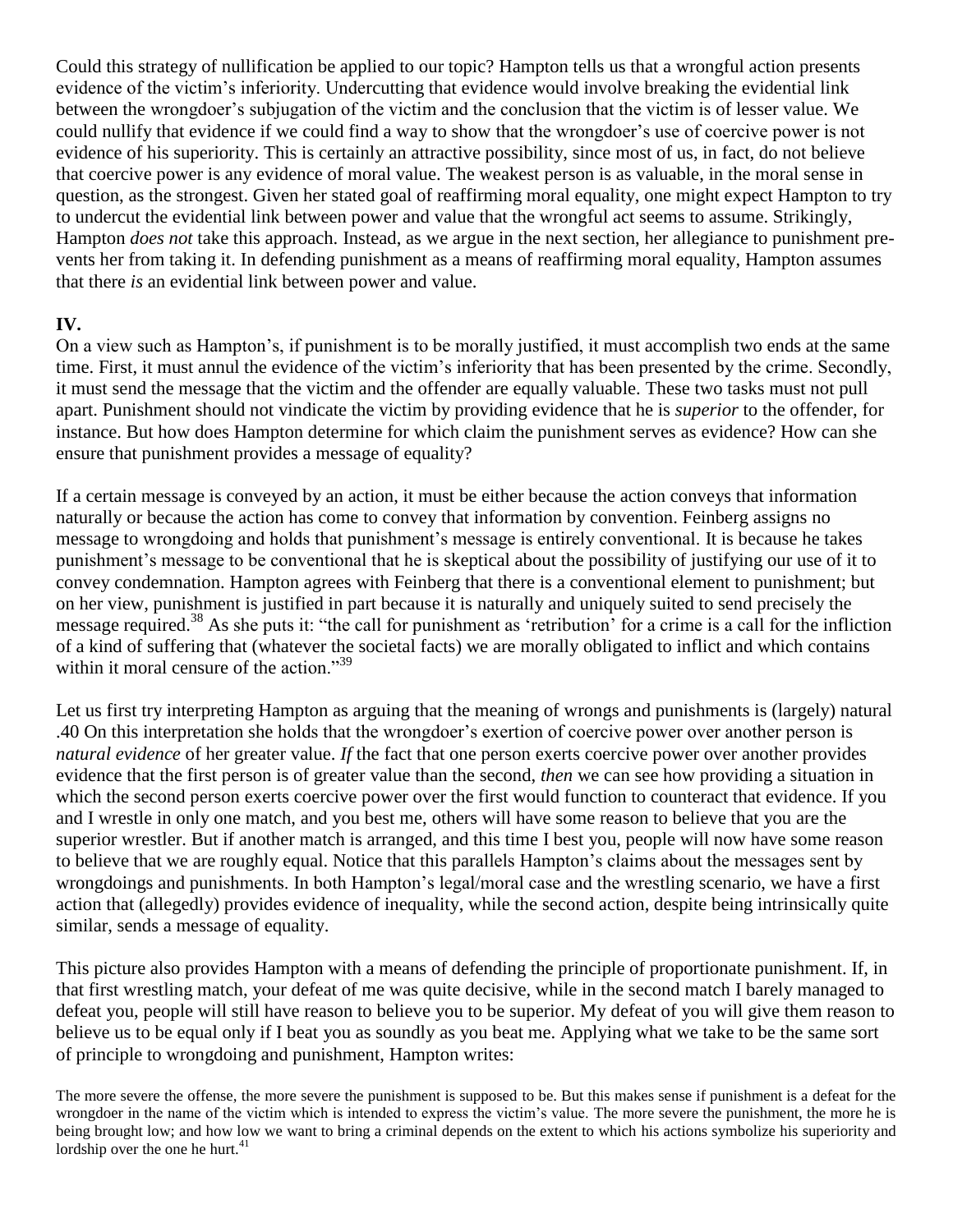Could this strategy of nullification be applied to our topic? Hampton tells us that a wrongful action presents evidence of the victim's inferiority. Undercutting that evidence would involve breaking the evidential link between the wrongdoer's subjugation of the victim and the conclusion that the victim is of lesser value. We could nullify that evidence if we could find a way to show that the wrongdoer's use of coercive power is not evidence of his superiority. This is certainly an attractive possibility, since most of us, in fact, do not believe that coercive power is any evidence of moral value. The weakest person is as valuable, in the moral sense in question, as the strongest. Given her stated goal of reaffirming moral equality, one might expect Hampton to try to undercut the evidential link between power and value that the wrongful act seems to assume. Strikingly, Hampton *does not* take this approach. Instead, as we argue in the next section, her allegiance to punishment prevents her from taking it. In defending punishment as a means of reaffirming moral equality, Hampton assumes that there *is* an evidential link between power and value.

## IV.

On a view such as Hampton's, if punishment is to be morally justified, it must accomplish two ends at the same time. First, it must annul the evidence of the victim's inferiority that has been presented by the crime. Secondly, it must send the message that the victim and the offender are equally valuable. These two tasks must not pull apart. Punishment should not vindicate the victim by providing evidence that he is *superior* to the offender, for instance. But how does Hampton determine for which claim the punishment serves as evidence? How can she ensure that punishment provides a message of equality?

If a certain message is conveyed by an action, it must be either because the action conveys that information naturally or because the action has come to convey that information by convention. Feinberg assigns no message to wrongdoing and holds that punishment's message is entirely conventional. It is because he takes punishment's message to be conventional that he is skeptical about the possibility of justifying our use of it to convey condemnation. Hampton agrees with Feinberg that there is a conventional element to punishment; but on her view, punishment is justified in part because it is naturally and uniquely suited to send precisely the message required.[38] As she puts it: "the call for punishment as 'retribution' for a crime is a call for the infliction of a kind of suffering that (whatever the societal facts) we are morally obligated to inflict and which contains within it moral censure of the action."[39]

Let us first try interpreting Hampton as arguing that the meaning of wrongs and punishments is (largely) natural .40 On this interpretation she holds that the wrongdoer's exertion of coercive power over another person is *natural evidence* of her greater value. *If* the fact that one person exerts coercive power over another provides evidence that the first person is of greater value than the second, *then* we can see how providing a situation in which the second person exerts coercive power over the first would function to counteract that evidence. If you and I wrestle in only one match, and you best me, others will have some reason to believe that you are the superior wrestler. But if another match is arranged, and this time I best you, people will now have some reason to believe that we are roughly equal. Notice that this parallels Hampton's claims about the messages sent by wrongdoings and punishments. In both Hampton's legal/moral case and the wrestling scenario, we have a first action that (allegedly) provides evidence of inequality, while the second action, despite being intrinsically quite similar, sends a message of equality.

This picture also provides Hampton with a means of defending the principle of proportionate punishment. If, in that first wrestling match, your defeat of me was quite decisive, while in the second match I barely managed to defeat you, people will still have reason to believe you to be superior. My defeat of you will give them reason to believe us to be equal only if I beat you as soundly as you beat me. Applying what we take to be the same sort of principle to wrongdoing and punishment, Hampton writes:

> The more severe the offense, the more severe the punishment is supposed to be. But this makes sense if punishment is a defeat for the wrongdoer in the name of the victim which is intended to express the victim's value. The more severe the punishment, the more he is being brought low; and how low we want to bring a criminal depends on the extent to which his actions symbolize his superiority and lordship over the one he hurt.[41]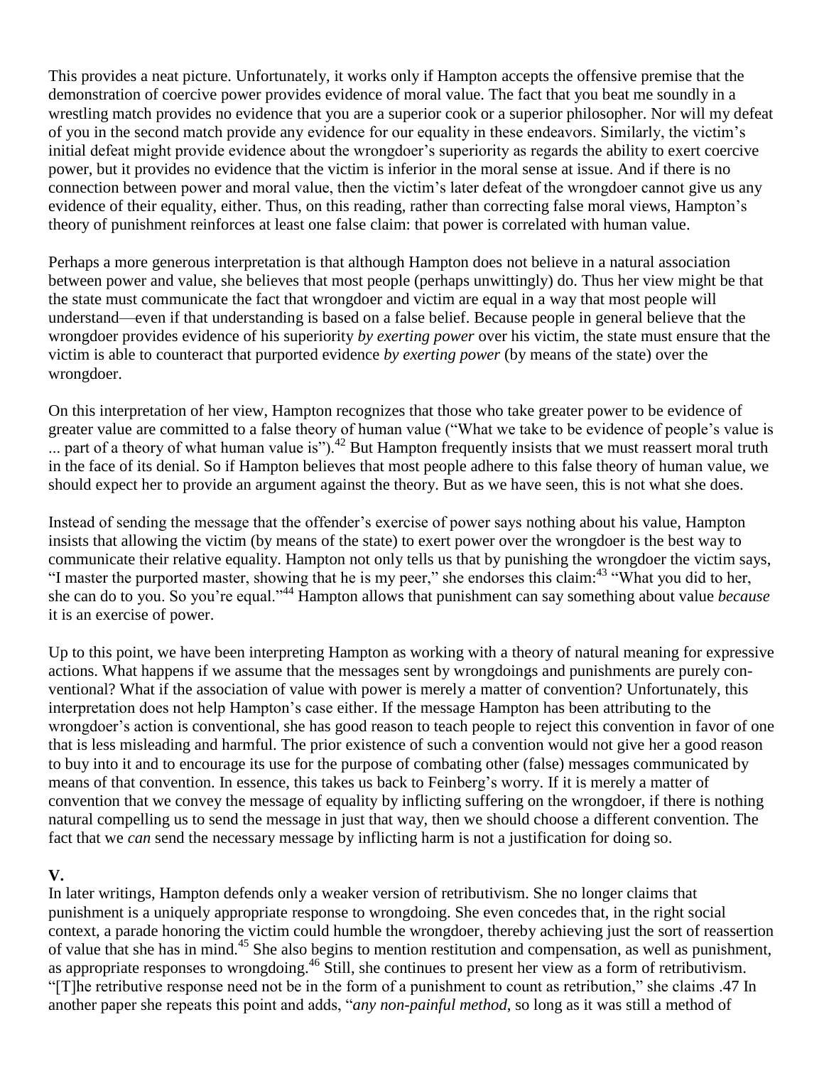This provides a neat picture. Unfortunately, it works only if Hampton accepts the offensive premise that the demonstration of coercive power provides evidence of moral value. The fact that you beat me soundly in a wrestling match provides no evidence that you are a superior cook or a superior philosopher. Nor will my defeat of you in the second match provide any evidence for our equality in these endeavors. Similarly, the victim's initial defeat might provide evidence about the wrongdoer's superiority as regards the ability to exert coercive power, but it provides no evidence that the victim is inferior in the moral sense at issue. And if there is no connection between power and moral value, then the victim's later defeat of the wrongdoer cannot give us any evidence of their equality, either. Thus, on this reading, rather than correcting false moral views, Hampton's theory of punishment reinforces at least one false claim: that power is correlated with human value.

Perhaps a more generous interpretation is that although Hampton does not believe in a natural association between power and value, she believes that most people (perhaps unwittingly) do. Thus her view might be that the state must communicate the fact that wrongdoer and victim are equal in a way that most people will understand—even if that understanding is based on a false belief. Because people in general believe that the wrongdoer provides evidence of his superiority *by exerting power* over his victim, the state must ensure that the victim is able to counteract that purported evidence *by exerting power* (by means of the state) over the wrongdoer.

On this interpretation of her view, Hampton recognizes that those who take greater power to be evidence of greater value are committed to a false theory of human value ("What we take to be evidence of people's value is ... part of a theory of what human value is").[42] But Hampton frequently insists that we must reassert moral truth in the face of its denial. So if Hampton believes that most people adhere to this false theory of human value, we should expect her to provide an argument against the theory. But as we have seen, this is not what she does.

Instead of sending the message that the offender's exercise of power says nothing about his value, Hampton insists that allowing the victim (by means of the state) to exert power over the wrongdoer is the best way to communicate their relative equality. Hampton not only tells us that by punishing the wrongdoer the victim says, "I master the purported master, showing that he is my peer," she endorses this claim:[43] "What you did to her, she can do to you. So you're equal."[44] Hampton allows that punishment can say something about value *because* it is an exercise of power.

Up to this point, we have been interpreting Hampton as working with a theory of natural meaning for expressive actions. What happens if we assume that the messages sent by wrongdoings and punishments are purely conventional? What if the association of value with power is merely a matter of convention? Unfortunately, this interpretation does not help Hampton's case either. If the message Hampton has been attributing to the wrongdoer's action is conventional, she has good reason to teach people to reject this convention in favor of one that is less misleading and harmful. The prior existence of such a convention would not give her a good reason to buy into it and to encourage its use for the purpose of combating other (false) messages communicated by means of that convention. In essence, this takes us back to Feinberg's worry. If it is merely a matter of convention that we convey the message of equality by inflicting suffering on the wrongdoer, if there is nothing natural compelling us to send the message in just that way, then we should choose a different convention. The fact that we *can* send the necessary message by inflicting harm is not a justification for doing so.

## V.

In later writings, Hampton defends only a weaker version of retributivism. She no longer claims that punishment is a uniquely appropriate response to wrongdoing. She even concedes that, in the right social context, a parade honoring the victim could humble the wrongdoer, thereby achieving just the sort of reassertion of value that she has in mind.[45] She also begins to mention restitution and compensation, as well as punishment, as appropriate responses to wrongdoing.[46] Still, she continues to present her view as a form of retributivism. "[T]he retributive response need not be in the form of a punishment to count as retribution," she claims .47 In another paper she repeats this point and adds, "*any non-painful method*, so long as it was still a method of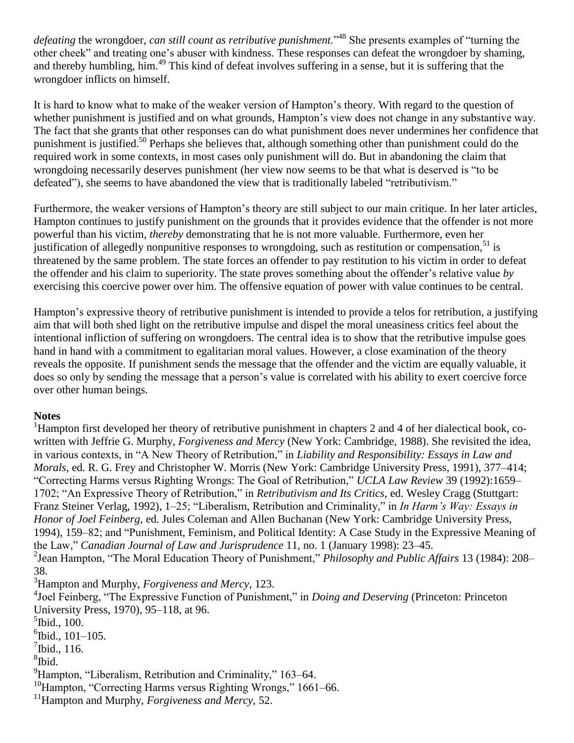*defeating* the wrongdoer, *can still count as retributive punishment.*"[48] She presents examples of "turning the other cheek" and treating one's abuser with kindness. These responses can defeat the wrongdoer by shaming, and thereby humbling, him.[49] This kind of defeat involves suffering in a sense, but it is suffering that the wrongdoer inflicts on himself.

It is hard to know what to make of the weaker version of Hampton's theory. With regard to the question of whether punishment is justified and on what grounds, Hampton's view does not change in any substantive way. The fact that she grants that other responses can do what punishment does never undermines her confidence that punishment is justified.[50] Perhaps she believes that, although something other than punishment could do the required work in some contexts, in most cases only punishment will do. But in abandoning the claim that wrongdoing necessarily deserves punishment (her view now seems to be that what is deserved is "to be defeated"), she seems to have abandoned the view that is traditionally labeled "retributivism."

Furthermore, the weaker versions of Hampton's theory are still subject to our main critique. In her later articles, Hampton continues to justify punishment on the grounds that it provides evidence that the offender is not more powerful than his victim, *thereby* demonstrating that he is not more valuable. Furthermore, even her justification of allegedly nonpunitive responses to wrongdoing, such as restitution or compensation,[51] is threatened by the same problem. The state forces an offender to pay restitution to his victim in order to defeat the offender and his claim to superiority. The state proves something about the offender's relative value *by* exercising this coercive power over him. The offensive equation of power with value continues to be central.

Hampton's expressive theory of retributive punishment is intended to provide a telos for retribution, a justifying aim that will both shed light on the retributive impulse and dispel the moral uneasiness critics feel about the intentional infliction of suffering on wrongdoers. The central idea is to show that the retributive impulse goes hand in hand with a commitment to egalitarian moral values. However, a close examination of the theory reveals the opposite. If punishment sends the message that the offender and the victim are equally valuable, it does so only by sending the message that a person's value is correlated with his ability to exert coercive force over other human beings.

**Notes**

[1]Hampton first developed her theory of retributive punishment in chapters 2 and 4 of her dialectical book, co-written with Jeffrie G. Murphy, *Forgiveness and Mercy* (New York: Cambridge, 1988). She revisited the idea, in various contexts, in "A New Theory of Retribution," in *Liability and Responsibility: Essays in Law and Morals*, ed. R. G. Frey and Christopher W. Morris (New York: Cambridge University Press, 1991), 377–414; "Correcting Harms versus Righting Wrongs: The Goal of Retribution," *UCLA Law Review* 39 (1992):1659–1702; "An Expressive Theory of Retribution," in *Retributivism and Its Critics,* ed. Wesley Cragg (Stuttgart: Franz Steiner Verlag, 1992), 1–25; "Liberalism, Retribution and Criminality," in *In Harm's Way: Essays in Honor of Joel Feinberg,* ed. Jules Coleman and Allen Buchanan (New York: Cambridge University Press, 1994), 159–82; and "Punishment, Feminism, and Political Identity: A Case Study in the Expressive Meaning of the Law," *Canadian Journal of Law and Jurisprudence* 11, no. 1 (January 1998): 23–45.

[2]Jean Hampton, "The Moral Education Theory of Punishment," *Philosophy and Public Affairs* 13 (1984): 208–38.

[3]Hampton and Murphy, *Forgiveness and Mercy*, 123.

[4]Joel Feinberg, "The Expressive Function of Punishment," in *Doing and Deserving* (Princeton: Princeton University Press, 1970), 95–118, at 96.

[5]Ibid., 100.

[6]Ibid., 101–105.

[7]Ibid., 116.

[8]Ibid.

[9]Hampton, "Liberalism, Retribution and Criminality," 163–64.

[10]Hampton, "Correcting Harms versus Righting Wrongs," 1661–66.

[11]Hampton and Murphy, *Forgiveness and Mercy*, 52.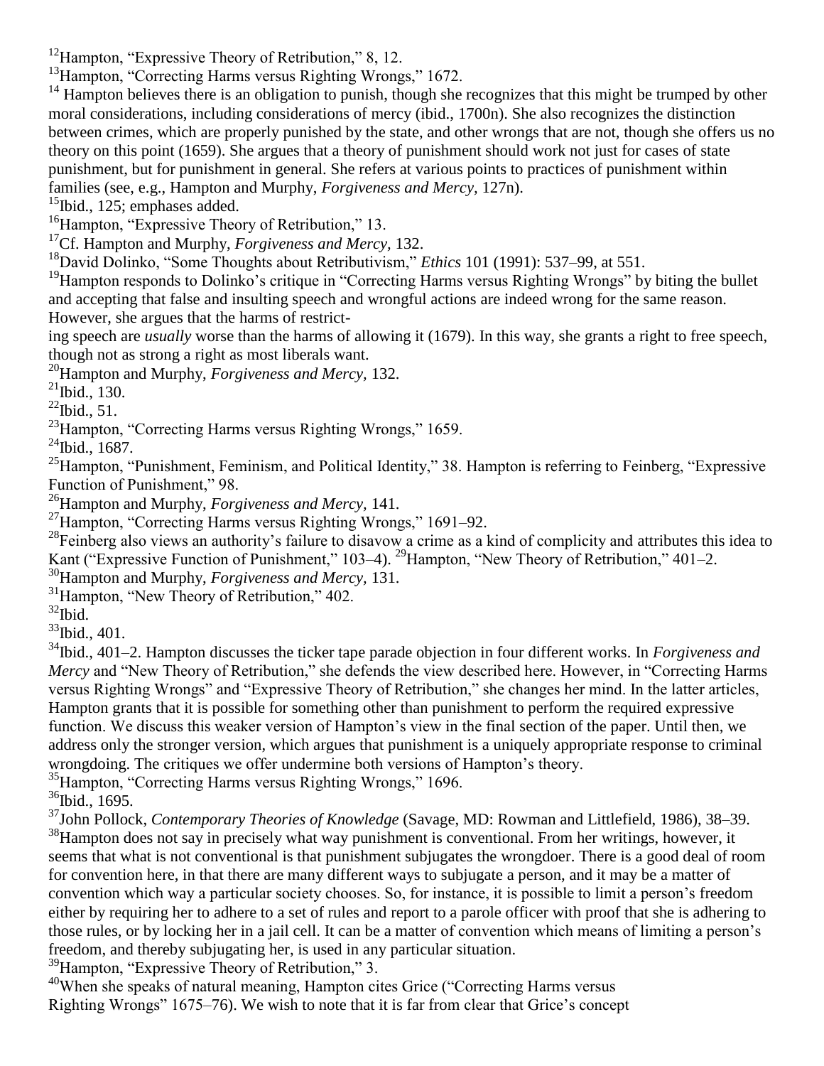[12]Hampton, "Expressive Theory of Retribution," 8, 12.

[13]Hampton, "Correcting Harms versus Righting Wrongs," 1672.

[14] Hampton believes there is an obligation to punish, though she recognizes that this might be trumped by other moral considerations, including considerations of mercy (ibid., 1700n). She also recognizes the distinction between crimes, which are properly punished by the state, and other wrongs that are not, though she offers us no theory on this point (1659). She argues that a theory of punishment should work not just for cases of state punishment, but for punishment in general. She refers at various points to practices of punishment within families (see, e.g., Hampton and Murphy, *Forgiveness and Mercy,* 127n).

[15]Ibid., 125; emphases added.

[16]Hampton, "Expressive Theory of Retribution," 13.

[17]Cf. Hampton and Murphy, *Forgiveness and Mercy,* 132.

[18]David Dolinko, "Some Thoughts about Retributivism," *Ethics* 101 (1991): 537–99, at 551.

[19]Hampton responds to Dolinko's critique in "Correcting Harms versus Righting Wrongs" by biting the bullet and accepting that false and insulting speech and wrongful actions are indeed wrong for the same reason. However, she argues that the harms of restricting speech are *usually* worse than the harms of allowing it (1679). In this way, she grants a right to free speech, though not as strong a right as most liberals want.

[20]Hampton and Murphy, *Forgiveness and Mercy,* 132.

[21]Ibid., 130.

[22]Ibid., 51.

[23]Hampton, "Correcting Harms versus Righting Wrongs," 1659.

[24]Ibid., 1687.

[25]Hampton, "Punishment, Feminism, and Political Identity," 38. Hampton is referring to Feinberg, "Expressive Function of Punishment," 98.

[26]Hampton and Murphy, *Forgiveness and Mercy,* 141.

[27]Hampton, "Correcting Harms versus Righting Wrongs," 1691–92.

[28]Feinberg also views an authority's failure to disavow a crime as a kind of complicity and attributes this idea to Kant ("Expressive Function of Punishment," 103–4). [29]Hampton, "New Theory of Retribution," 401–2.

[30]Hampton and Murphy, *Forgiveness and Mercy,* 131.

[31]Hampton, "New Theory of Retribution," 402.

[32]Ibid.

[33]Ibid., 401.

[34]Ibid., 401–2. Hampton discusses the ticker tape parade objection in four different works. In *Forgiveness and Mercy* and "New Theory of Retribution," she defends the view described here. However, in "Correcting Harms versus Righting Wrongs" and "Expressive Theory of Retribution," she changes her mind. In the latter articles, Hampton grants that it is possible for something other than punishment to perform the required expressive function. We discuss this weaker version of Hampton's view in the final section of the paper. Until then, we address only the stronger version, which argues that punishment is a uniquely appropriate response to criminal wrongdoing. The critiques we offer undermine both versions of Hampton's theory.

[35]Hampton, "Correcting Harms versus Righting Wrongs," 1696.

[36]Ibid., 1695.

[37]John Pollock, *Contemporary Theories of Knowledge* (Savage, MD: Rowman and Littlefield, 1986), 38–39.

[38]Hampton does not say in precisely what way punishment is conventional. From her writings, however, it seems that what is not conventional is that punishment subjugates the wrongdoer. There is a good deal of room for convention here, in that there are many different ways to subjugate a person, and it may be a matter of convention which way a particular society chooses. So, for instance, it is possible to limit a person's freedom either by requiring her to adhere to a set of rules and report to a parole officer with proof that she is adhering to those rules, or by locking her in a jail cell. It can be a matter of convention which means of limiting a person's freedom, and thereby subjugating her, is used in any particular situation.

[39]Hampton, "Expressive Theory of Retribution," 3.

[40]When she speaks of natural meaning, Hampton cites Grice ("Correcting Harms versus Righting Wrongs" 1675–76). We wish to note that it is far from clear that Grice's concept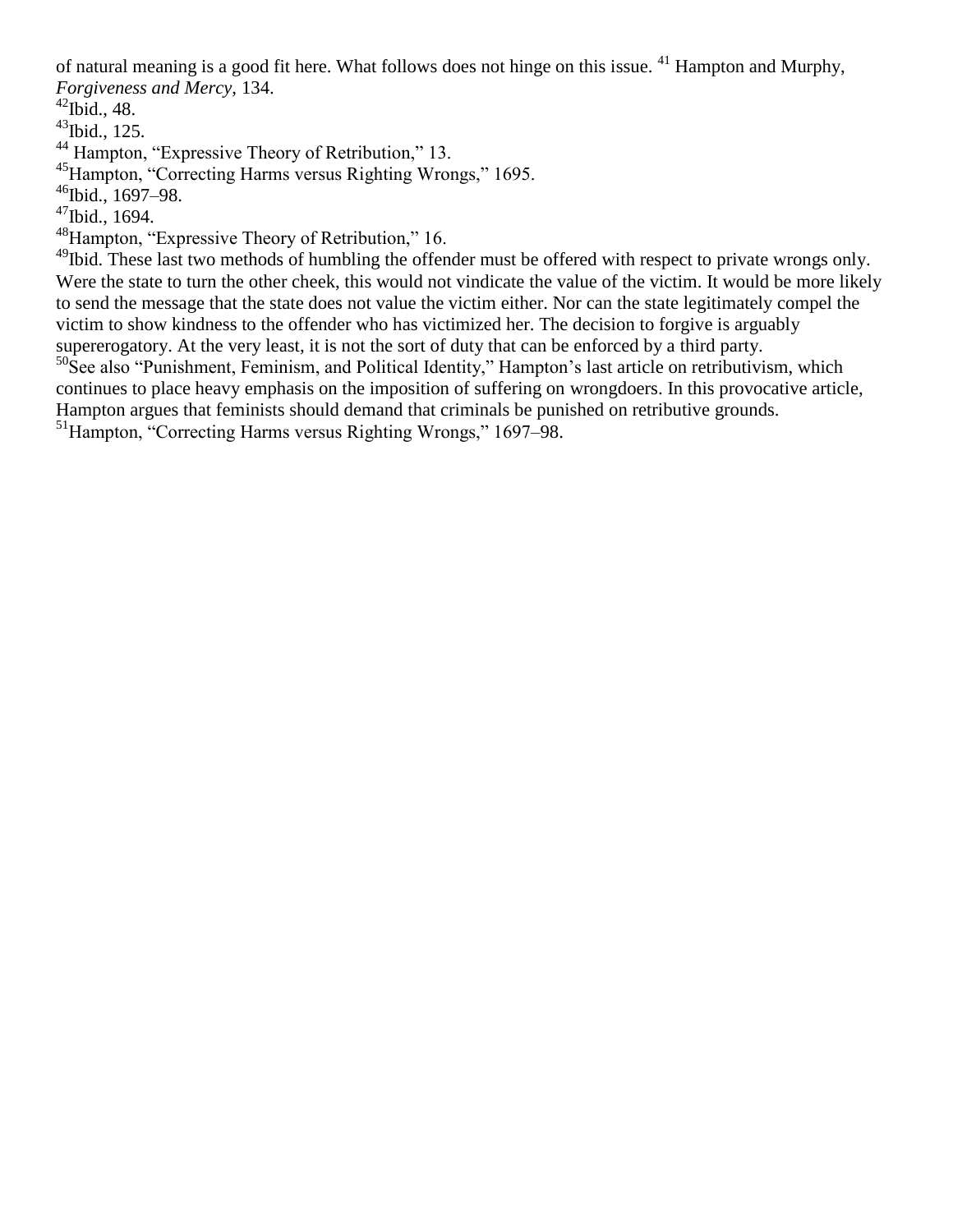of natural meaning is a good fit here. What follows does not hinge on this issue. [41] Hampton and Murphy, *Forgiveness and Mercy,* 134.

[42]Ibid., 48.

[43]Ibid., 125.

[44] Hampton, "Expressive Theory of Retribution," 13.

[45]Hampton, "Correcting Harms versus Righting Wrongs," 1695.

[46]Ibid., 1697–98.

[47]Ibid., 1694.

[48]Hampton, "Expressive Theory of Retribution," 16.

[49]Ibid. These last two methods of humbling the offender must be offered with respect to private wrongs only. Were the state to turn the other cheek, this would not vindicate the value of the victim. It would be more likely to send the message that the state does not value the victim either. Nor can the state legitimately compel the victim to show kindness to the offender who has victimized her. The decision to forgive is arguably supererogatory. At the very least, it is not the sort of duty that can be enforced by a third party.

[50]See also "Punishment, Feminism, and Political Identity," Hampton's last article on retributivism, which continues to place heavy emphasis on the imposition of suffering on wrongdoers. In this provocative article, Hampton argues that feminists should demand that criminals be punished on retributive grounds.

[51]Hampton, "Correcting Harms versus Righting Wrongs," 1697–98.